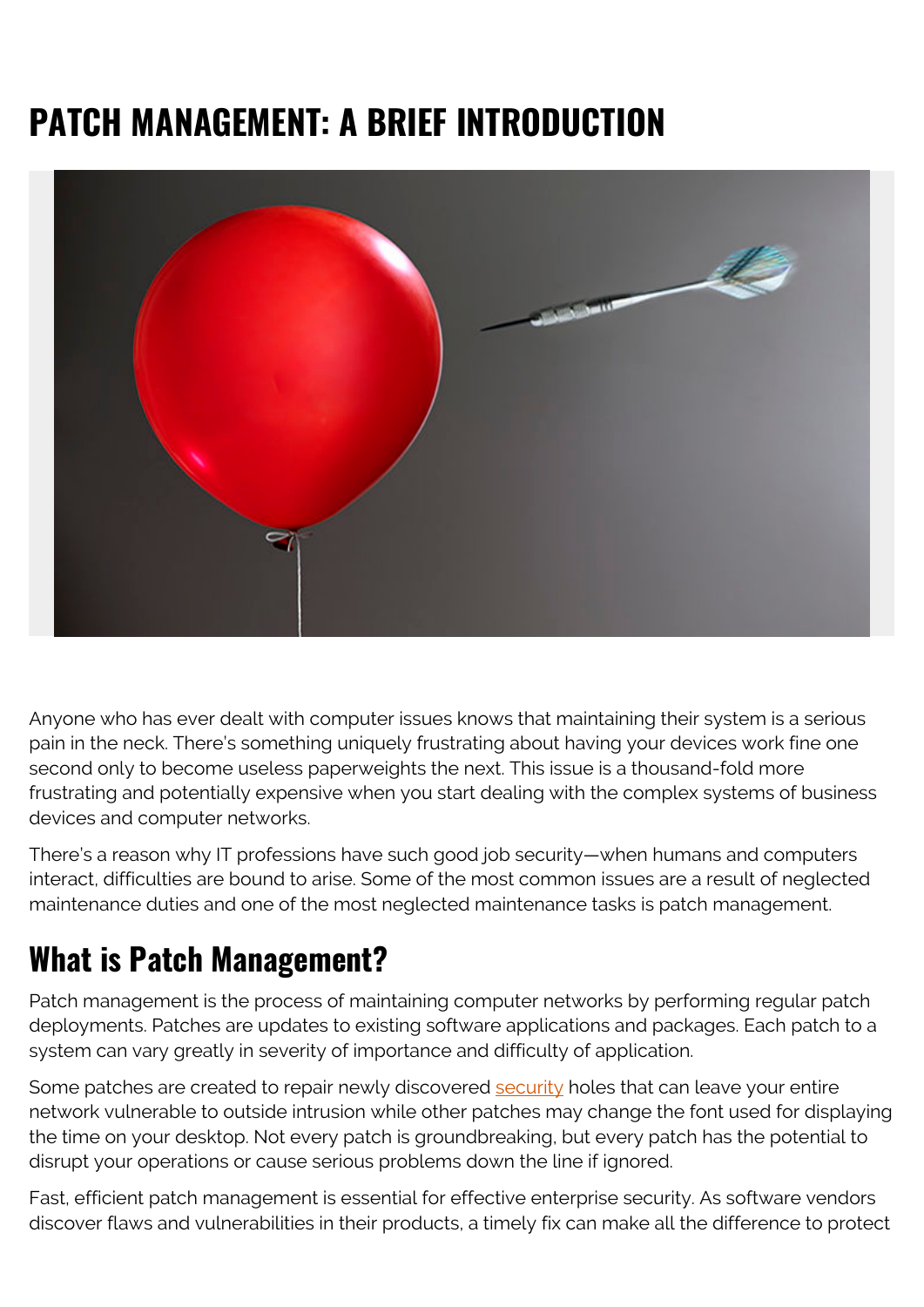# PATCH MANAGEMENT: A BRIEF INTRODUCTION

Anyone who has ever dealt with computer issues knows that maintaining their system is a serious pain in the neck. There's something uniquely frustrating about having your devices work fine one second only to become useless paperweights the next. This issue is a thousand-fold more frustrating and potentially expensive when you start dealing with the complex systems of business devices and computer networks.

There's a reason why IT professions have such good job security—when humans and computers interact, difficulties are bound to arise. Some of the most common issues are a result of neglected maintenance duties and one of the most neglected maintenance tasks is patch management.

## What is Patch Management?

Patch management is the process of maintaining computer networks by performing regular patch deployments. Patches are updates to existing software applications and packages. Each patch to a system can vary greatly in severity of importance and difficulty of application.

Some patches are created to repair newly discovered security holes that can leave your entire network vulnerable to outside intrusion while other patches may change the font used for displaying the time on your desktop. Not every patch is groundbreaking, but every patch has the potential to disrupt your operations or cause serious problems down the line if ignored.

Fast, efficient patch management is essential for effective enterprise security. As software vendors discover flaws and vulnerabilities in their products, a timely fix can make all the difference to protect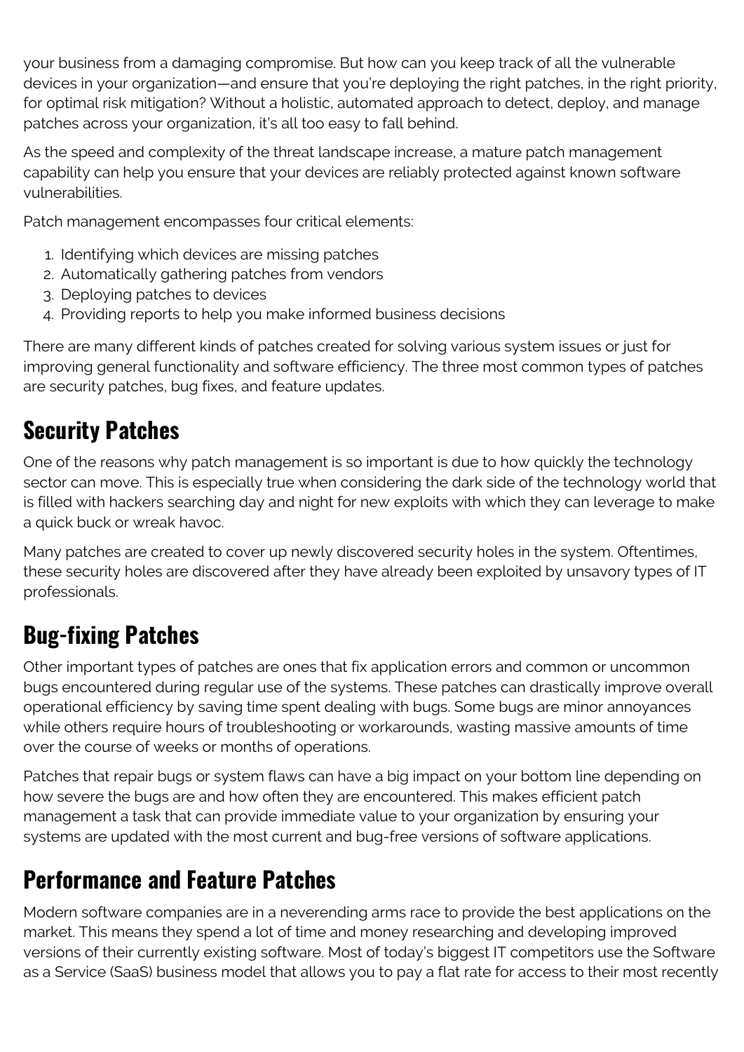your business from a damaging compromise. But how can you keep track of all the vulnerable devices in your organization—and ensure that you're deploying the right patches, in the right priority, for optimal risk mitigation? Without a holistic, automated approach to detect, deploy, and manage patches across your organization, it's all too easy to fall behind.

As the speed and complexity of the threat landscape increase, a mature patch management capability can help you ensure that your devices are reliably protected against known software vulnerabilities.

Patch management encompasses four critical elements:

1. Identifying which devices are missing patches
2. Automatically gathering patches from vendors
3. Deploying patches to devices
4. Providing reports to help you make informed business decisions

There are many different kinds of patches created for solving various system issues or just for improving general functionality and software efficiency. The three most common types of patches are security patches, bug fixes, and feature updates.

## Security Patches

One of the reasons why patch management is so important is due to how quickly the technology sector can move. This is especially true when considering the dark side of the technology world that is filled with hackers searching day and night for new exploits with which they can leverage to make a quick buck or wreak havoc.

Many patches are created to cover up newly discovered security holes in the system. Oftentimes, these security holes are discovered after they have already been exploited by unsavory types of IT professionals.

## Bug-fixing Patches

Other important types of patches are ones that fix application errors and common or uncommon bugs encountered during regular use of the systems. These patches can drastically improve overall operational efficiency by saving time spent dealing with bugs. Some bugs are minor annoyances while others require hours of troubleshooting or workarounds, wasting massive amounts of time over the course of weeks or months of operations.

Patches that repair bugs or system flaws can have a big impact on your bottom line depending on how severe the bugs are and how often they are encountered. This makes efficient patch management a task that can provide immediate value to your organization by ensuring your systems are updated with the most current and bug-free versions of software applications.

## Performance and Feature Patches

Modern software companies are in a neverending arms race to provide the best applications on the market. This means they spend a lot of time and money researching and developing improved versions of their currently existing software. Most of today's biggest IT competitors use the Software as a Service (SaaS) business model that allows you to pay a flat rate for access to their most recently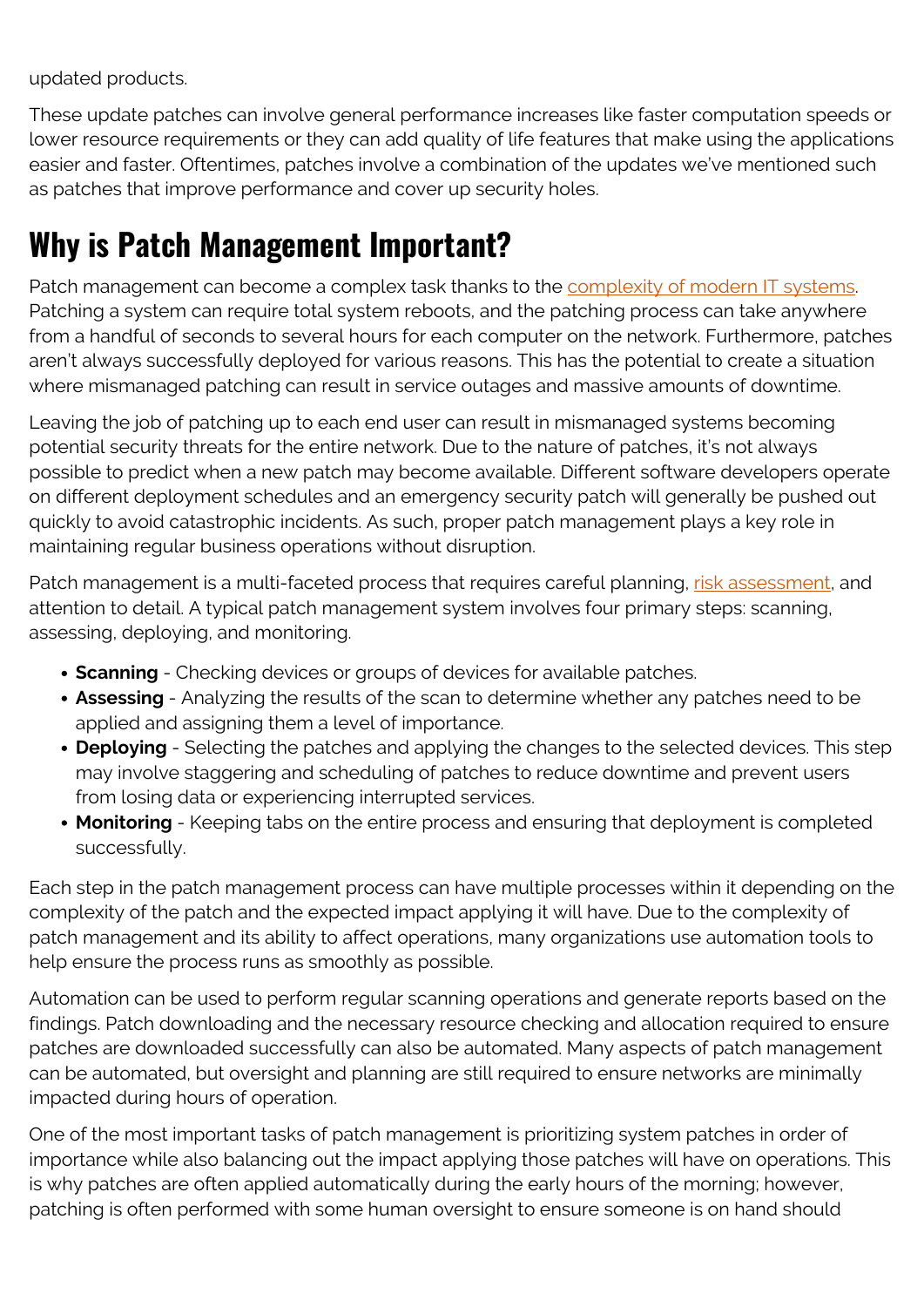updated products.

These update patches can involve general performance increases like faster computation speeds or lower resource requirements or they can add quality of life features that make using the applications easier and faster. Oftentimes, patches involve a combination of the updates we've mentioned such as patches that improve performance and cover up security holes.

## Why is Patch Management Important?

Patch management can become a complex task thanks to the [complexity of modern IT systems](). Patching a system can require total system reboots, and the patching process can take anywhere from a handful of seconds to several hours for each computer on the network. Furthermore, patches aren't always successfully deployed for various reasons. This has the potential to create a situation where mismanaged patching can result in service outages and massive amounts of downtime.

Leaving the job of patching up to each end user can result in mismanaged systems becoming potential security threats for the entire network. Due to the nature of patches, it's not always possible to predict when a new patch may become available. Different software developers operate on different deployment schedules and an emergency security patch will generally be pushed out quickly to avoid catastrophic incidents. As such, proper patch management plays a key role in maintaining regular business operations without disruption.

Patch management is a multi-faceted process that requires careful planning, [risk assessment](), and attention to detail. A typical patch management system involves four primary steps: scanning, assessing, deploying, and monitoring.

- **Scanning** - Checking devices or groups of devices for available patches.
- **Assessing** - Analyzing the results of the scan to determine whether any patches need to be applied and assigning them a level of importance.
- **Deploying** - Selecting the patches and applying the changes to the selected devices. This step may involve staggering and scheduling of patches to reduce downtime and prevent users from losing data or experiencing interrupted services.
- **Monitoring** - Keeping tabs on the entire process and ensuring that deployment is completed successfully.

Each step in the patch management process can have multiple processes within it depending on the complexity of the patch and the expected impact applying it will have. Due to the complexity of patch management and its ability to affect operations, many organizations use automation tools to help ensure the process runs as smoothly as possible.

Automation can be used to perform regular scanning operations and generate reports based on the findings. Patch downloading and the necessary resource checking and allocation required to ensure patches are downloaded successfully can also be automated. Many aspects of patch management can be automated, but oversight and planning are still required to ensure networks are minimally impacted during hours of operation.

One of the most important tasks of patch management is prioritizing system patches in order of importance while also balancing out the impact applying those patches will have on operations. This is why patches are often applied automatically during the early hours of the morning; however, patching is often performed with some human oversight to ensure someone is on hand should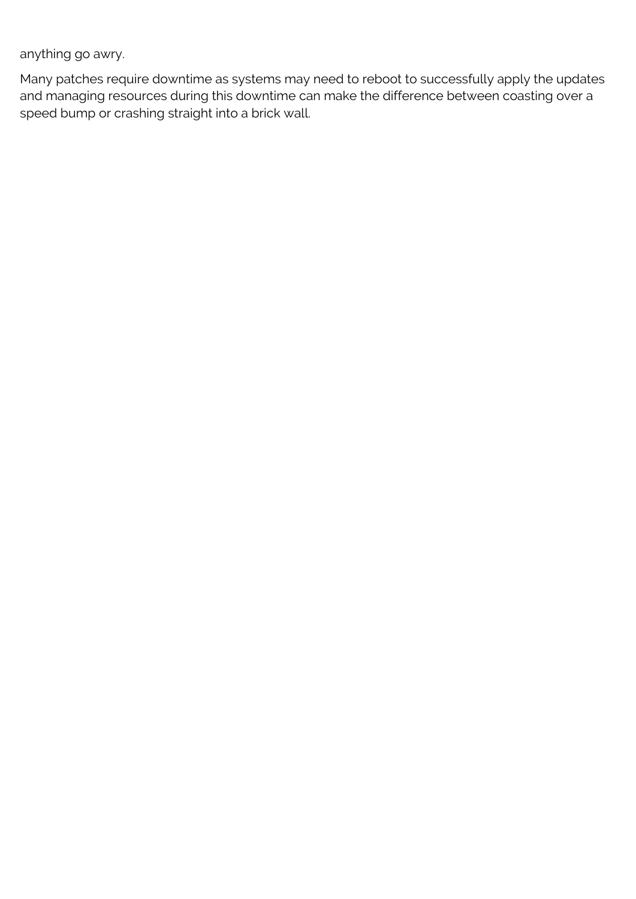anything go awry.

Many patches require downtime as systems may need to reboot to successfully apply the updates and managing resources during this downtime can make the difference between coasting over a speed bump or crashing straight into a brick wall.